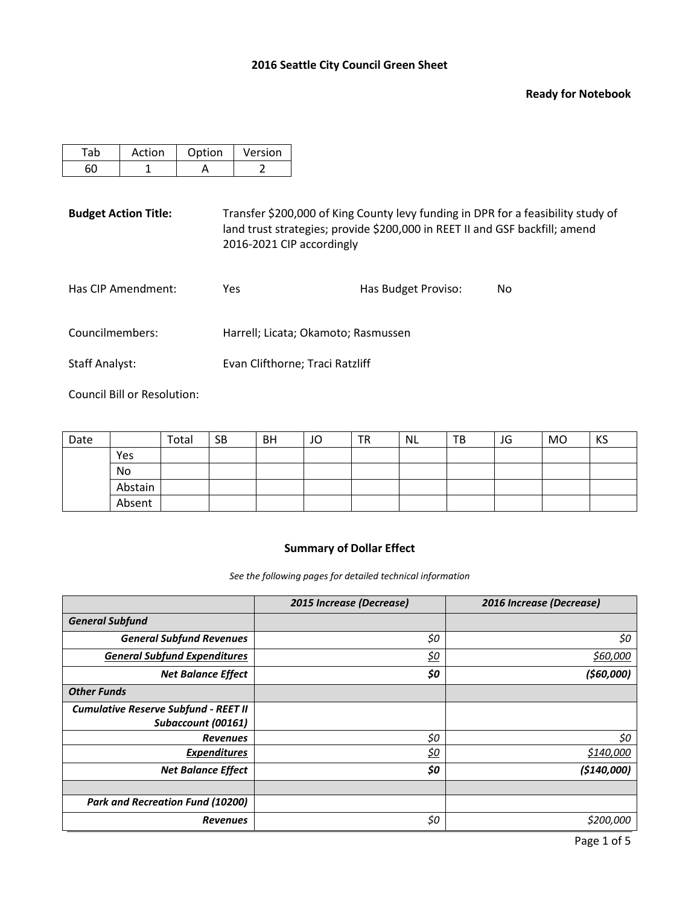# 2016 Seattle City Council Green Sheet

**Ready for Notebook**

| Tab | Action | Option | Version |
|---|---|---|---|
| 60 | 1 | A | 2 |

**Budget Action Title:** Transfer $200,000 of King County levy funding in DPR for a feasibility study of land trust strategies; provide $200,000 in REET II and GSF backfill; amend 2016-2021 CIP accordingly

Has CIP Amendment: Yes

Has Budget Proviso: No

Councilmembers: Harrell; Licata; Okamoto; Rasmussen

Staff Analyst: Evan Clifthorne; Traci Ratzliff

Council Bill or Resolution:

| Date | | Total | SB | BH | JO | TR | NL | TB | JG | MO | KS |
|---|---|---|---|---|---|---|---|---|---|---|---|
| | Yes | | | | | | | | | | |
| | No | | | | | | | | | | |
| | Abstain | | | | | | | | | | |
| | Absent | | | | | | | | | | |

## Summary of Dollar Effect

*See the following pages for detailed technical information*

| | *2015 Increase (Decrease)* | *2016 Increase (Decrease)* |
|---|---|---|
| ***General Subfund*** | | |
| ***General Subfund Revenues*** | *$0* | *$0* |
| ***General Subfund Expenditures*** | *$0* | *$60,000* |
| ***Net Balance Effect*** | ***$0*** | ***($60,000)*** |
| ***Other Funds*** | | |
| ***Cumulative Reserve Subfund - REET II Subaccount (00161)*** | | |
| ***Revenues*** | *$0* | *$0* |
| ***Expenditures*** | *$0* | *$140,000* |
| ***Net Balance Effect*** | ***$0*** | ***($140,000)*** |
| | | |
| ***Park and Recreation Fund (10200)*** | | |
| ***Revenues*** | *$0* | *$200,000* |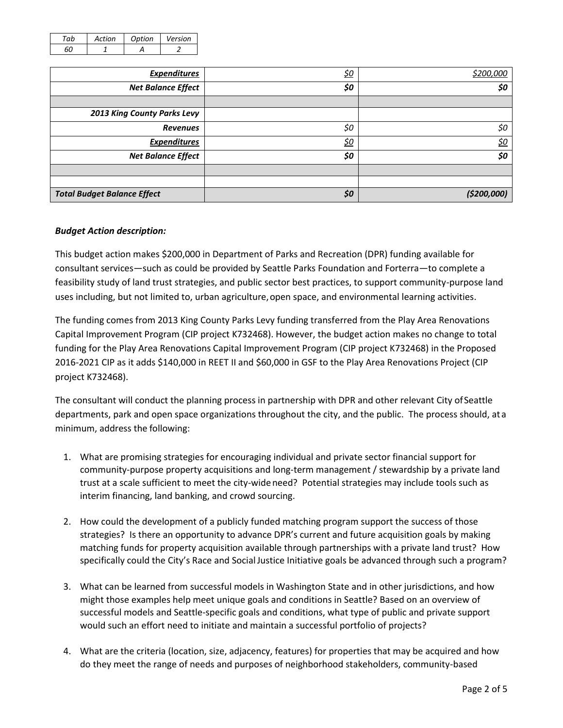| Tab | Action | Option | Version |
|---|---|---|---|
| 60 | 1 | A | 2 |

| | | |
|---|---|---|
| ***Expenditures*** | *$0* | *$200,000* |
| ***Net Balance Effect*** | ***$0*** | ***$0*** |
| | | |
| ***2013 King County Parks Levy*** | | |
| ***Revenues*** | *$0* | *$0* |
| ***Expenditures*** | *$0* | *$0* |
| ***Net Balance Effect*** | ***$0*** | ***$0*** |
| | | |
| | | |
| ***Total Budget Balance Effect*** | ***$0*** | ***($200,000)*** |

***Budget Action description:***

This budget action makes $200,000 in Department of Parks and Recreation (DPR) funding available for consultant services—such as could be provided by Seattle Parks Foundation and Forterra—to complete a feasibility study of land trust strategies, and public sector best practices, to support community-purpose land uses including, but not limited to, urban agriculture, open space, and environmental learning activities.

The funding comes from 2013 King County Parks Levy funding transferred from the Play Area Renovations Capital Improvement Program (CIP project K732468). However, the budget action makes no change to total funding for the Play Area Renovations Capital Improvement Program (CIP project K732468) in the Proposed 2016-2021 CIP as it adds $140,000 in REET II and $60,000 in GSF to the Play Area Renovations Project (CIP project K732468).

The consultant will conduct the planning process in partnership with DPR and other relevant City of Seattle departments, park and open space organizations throughout the city, and the public. The process should, at a minimum, address the following:

1. What are promising strategies for encouraging individual and private sector financial support for community-purpose property acquisitions and long-term management / stewardship by a private land trust at a scale sufficient to meet the city-wide need? Potential strategies may include tools such as interim financing, land banking, and crowd sourcing.

2. How could the development of a publicly funded matching program support the success of those strategies? Is there an opportunity to advance DPR's current and future acquisition goals by making matching funds for property acquisition available through partnerships with a private land trust? How specifically could the City's Race and Social Justice Initiative goals be advanced through such a program?

3. What can be learned from successful models in Washington State and in other jurisdictions, and how might those examples help meet unique goals and conditions in Seattle? Based on an overview of successful models and Seattle-specific goals and conditions, what type of public and private support would such an effort need to initiate and maintain a successful portfolio of projects?

4. What are the criteria (location, size, adjacency, features) for properties that may be acquired and how do they meet the range of needs and purposes of neighborhood stakeholders, community-based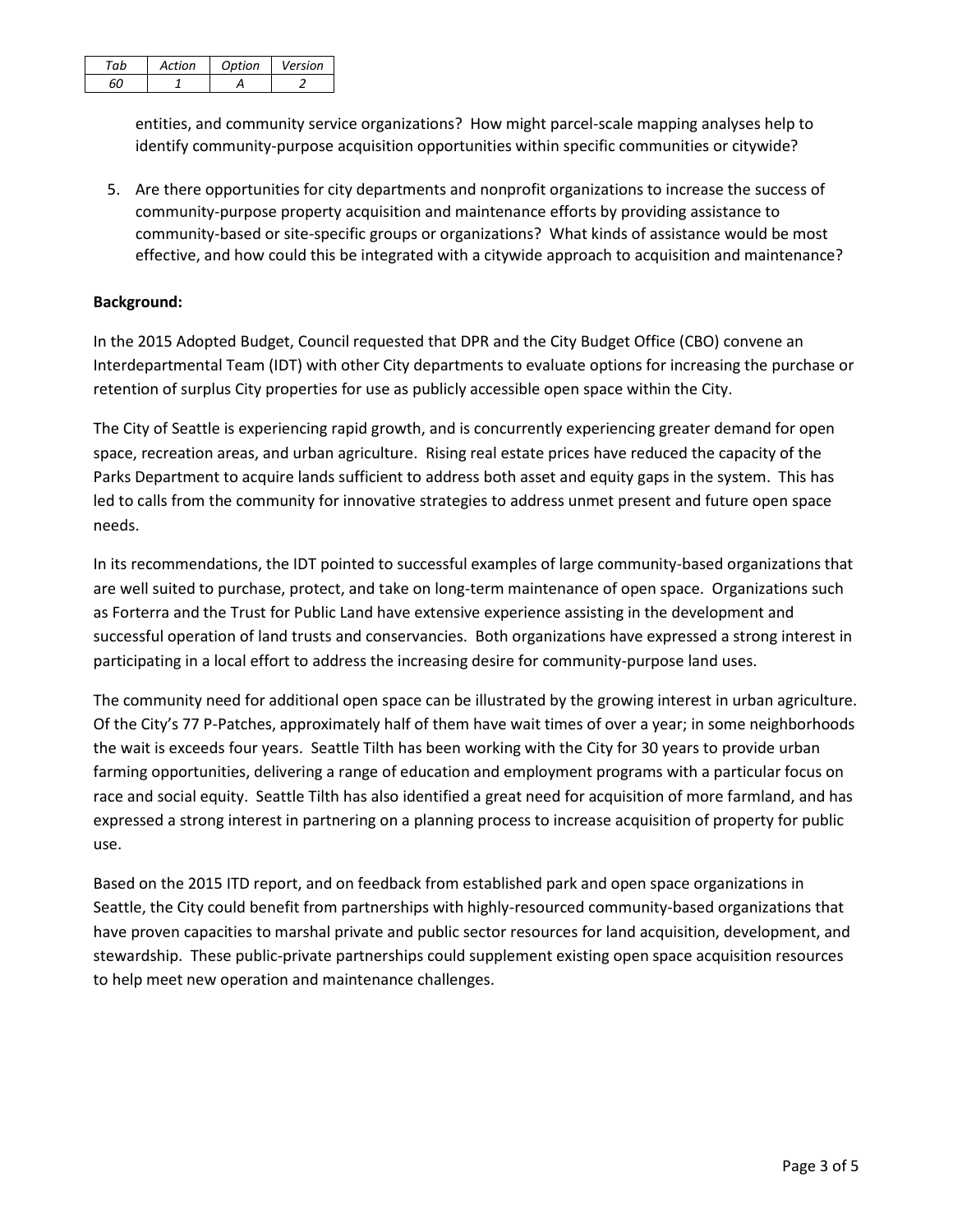| Tab | Action | Option | Version |
| --- | --- | --- | --- |
| 60 | 1 | A | 2 |

entities, and community service organizations? How might parcel-scale mapping analyses help to identify community-purpose acquisition opportunities within specific communities or citywide?

5. Are there opportunities for city departments and nonprofit organizations to increase the success of community-purpose property acquisition and maintenance efforts by providing assistance to community-based or site-specific groups or organizations? What kinds of assistance would be most effective, and how could this be integrated with a citywide approach to acquisition and maintenance?

**Background:**

In the 2015 Adopted Budget, Council requested that DPR and the City Budget Office (CBO) convene an Interdepartmental Team (IDT) with other City departments to evaluate options for increasing the purchase or retention of surplus City properties for use as publicly accessible open space within the City.

The City of Seattle is experiencing rapid growth, and is concurrently experiencing greater demand for open space, recreation areas, and urban agriculture. Rising real estate prices have reduced the capacity of the Parks Department to acquire lands sufficient to address both asset and equity gaps in the system. This has led to calls from the community for innovative strategies to address unmet present and future open space needs.

In its recommendations, the IDT pointed to successful examples of large community-based organizations that are well suited to purchase, protect, and take on long-term maintenance of open space. Organizations such as Forterra and the Trust for Public Land have extensive experience assisting in the development and successful operation of land trusts and conservancies. Both organizations have expressed a strong interest in participating in a local effort to address the increasing desire for community-purpose land uses.

The community need for additional open space can be illustrated by the growing interest in urban agriculture. Of the City's 77 P-Patches, approximately half of them have wait times of over a year; in some neighborhoods the wait is exceeds four years. Seattle Tilth has been working with the City for 30 years to provide urban farming opportunities, delivering a range of education and employment programs with a particular focus on race and social equity. Seattle Tilth has also identified a great need for acquisition of more farmland, and has expressed a strong interest in partnering on a planning process to increase acquisition of property for public use.

Based on the 2015 ITD report, and on feedback from established park and open space organizations in Seattle, the City could benefit from partnerships with highly-resourced community-based organizations that have proven capacities to marshal private and public sector resources for land acquisition, development, and stewardship. These public-private partnerships could supplement existing open space acquisition resources to help meet new operation and maintenance challenges.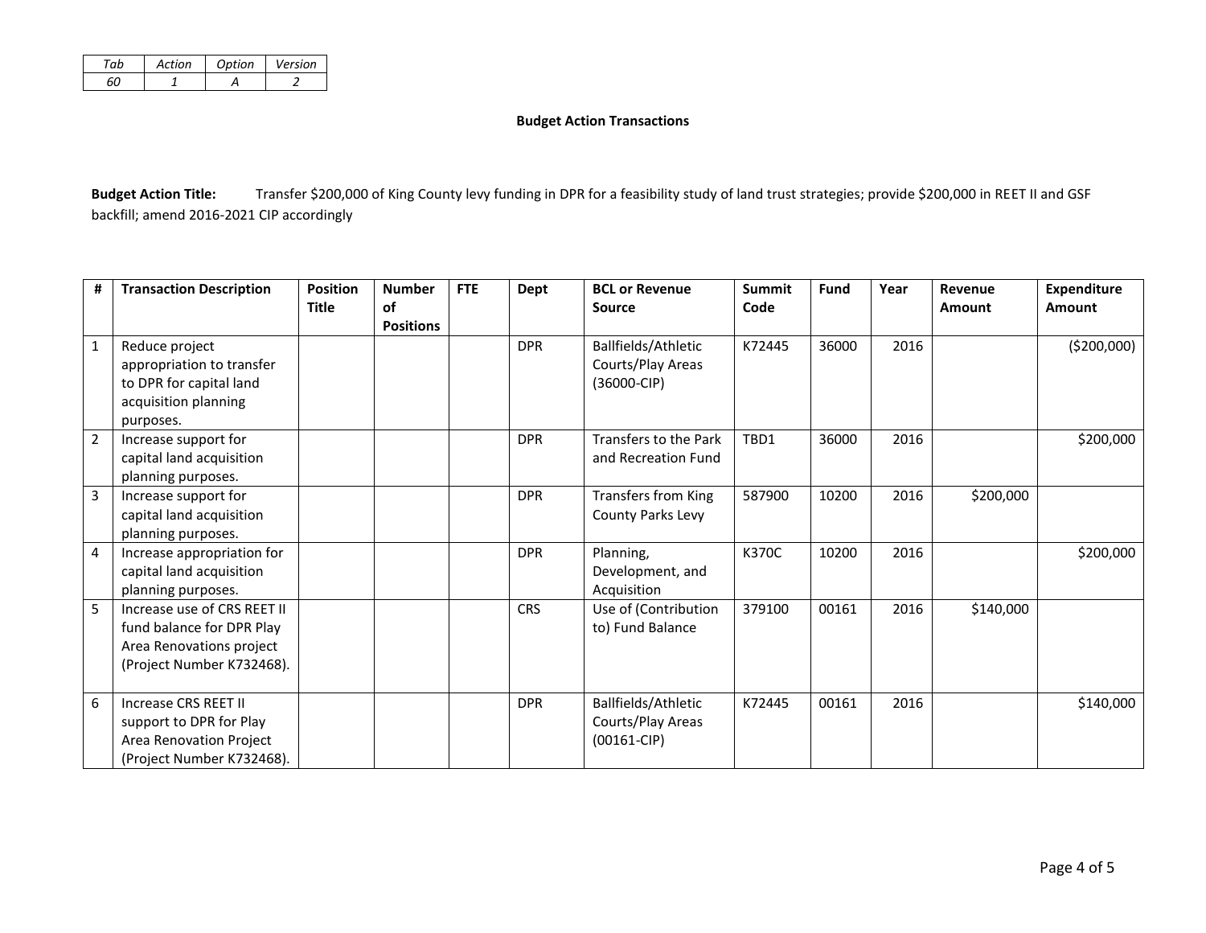| Tab | Action | Option | Version |
|---|---|---|---|
| 60 | 1 | A | 2 |

**Budget Action Transactions**

**Budget Action Title:** Transfer $200,000 of King County levy funding in DPR for a feasibility study of land trust strategies; provide $200,000 in REET II and GSF backfill; amend 2016-2021 CIP accordingly

| # | Transaction Description | Position Title | Number of Positions | FTE | Dept | BCL or Revenue Source | Summit Code | Fund | Year | Revenue Amount | Expenditure Amount |
|---|---|---|---|---|---|---|---|---|---|---|---|
| 1 | Reduce project appropriation to transfer to DPR for capital land acquisition planning purposes. | | | | DPR | Ballfields/Athletic Courts/Play Areas (36000-CIP) | K72445 | 36000 | 2016 | | ($200,000) |
| 2 | Increase support for capital land acquisition planning purposes. | | | | DPR | Transfers to the Park and Recreation Fund | TBD1 | 36000 | 2016 | | $200,000 |
| 3 | Increase support for capital land acquisition planning purposes. | | | | DPR | Transfers from King County Parks Levy | 587900 | 10200 | 2016 | $200,000 | |
| 4 | Increase appropriation for capital land acquisition planning purposes. | | | | DPR | Planning, Development, and Acquisition | K370C | 10200 | 2016 | | $200,000 |
| 5 | Increase use of CRS REET II fund balance for DPR Play Area Renovations project (Project Number K732468). | | | | CRS | Use of (Contribution to) Fund Balance | 379100 | 00161 | 2016 | $140,000 | |
| 6 | Increase CRS REET II support to DPR for Play Area Renovation Project (Project Number K732468). | | | | DPR | Ballfields/Athletic Courts/Play Areas (00161-CIP) | K72445 | 00161 | 2016 | | $140,000 |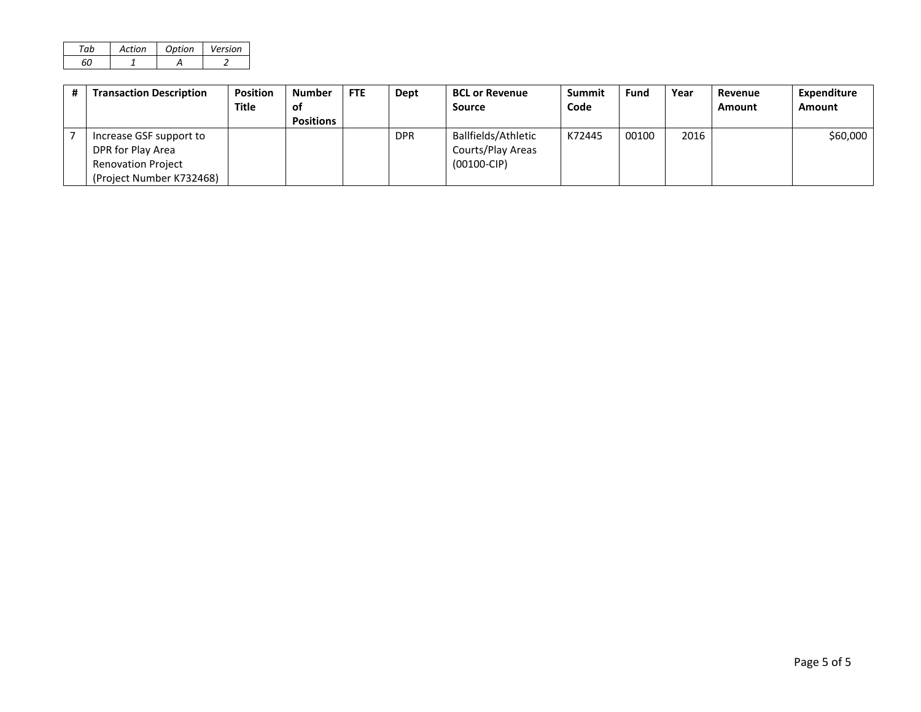| Tab | Action | Option | Version |
|---|---|---|---|
| 60 | 1 | A | 2 |

| # | Transaction Description | Position Title | Number of Positions | FTE | Dept | BCL or Revenue Source | Summit Code | Fund | Year | Revenue Amount | Expenditure Amount |
|---|---|---|---|---|---|---|---|---|---|---|---|
| 7 | Increase GSF support to DPR for Play Area Renovation Project (Project Number K732468) | | | | DPR | Ballfields/Athletic Courts/Play Areas (00100-CIP) | K72445 | 00100 | 2016 | | $60,000 |